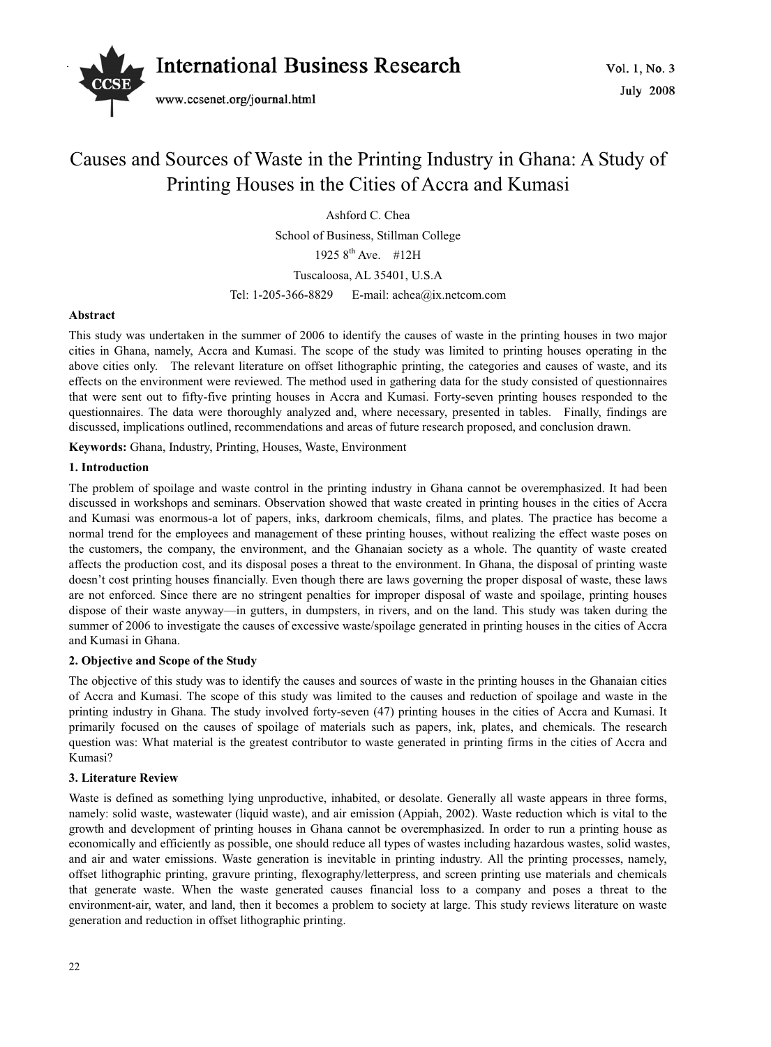# Causes and Sources of Waste in the Printing Industry in Ghana: A Study of Printing Houses in the Cities of Accra and Kumasi

Ashford C. Chea

School of Business, Stillman College

1925 8th Ave. #12H

Tuscaloosa, AL 35401, U.S.A

Tel: 1-205-366-8829 E-mail: achea@ix.netcom.com

**Abstract**

This study was undertaken in the summer of 2006 to identify the causes of waste in the printing houses in two major cities in Ghana, namely, Accra and Kumasi. The scope of the study was limited to printing houses operating in the above cities only. The relevant literature on offset lithographic printing, the categories and causes of waste, and its effects on the environment were reviewed. The method used in gathering data for the study consisted of questionnaires that were sent out to fifty-five printing houses in Accra and Kumasi. Forty-seven printing houses responded to the questionnaires. The data were thoroughly analyzed and, where necessary, presented in tables. Finally, findings are discussed, implications outlined, recommendations and areas of future research proposed, and conclusion drawn.

**Keywords:** Ghana, Industry, Printing, Houses, Waste, Environment

## 1. Introduction

The problem of spoilage and waste control in the printing industry in Ghana cannot be overemphasized. It had been discussed in workshops and seminars. Observation showed that waste created in printing houses in the cities of Accra and Kumasi was enormous-a lot of papers, inks, darkroom chemicals, films, and plates. The practice has become a normal trend for the employees and management of these printing houses, without realizing the effect waste poses on the customers, the company, the environment, and the Ghanaian society as a whole. The quantity of waste created affects the production cost, and its disposal poses a threat to the environment. In Ghana, the disposal of printing waste doesn't cost printing houses financially. Even though there are laws governing the proper disposal of waste, these laws are not enforced. Since there are no stringent penalties for improper disposal of waste and spoilage, printing houses dispose of their waste anyway—in gutters, in dumpsters, in rivers, and on the land. This study was taken during the summer of 2006 to investigate the causes of excessive waste/spoilage generated in printing houses in the cities of Accra and Kumasi in Ghana.

## 2. Objective and Scope of the Study

The objective of this study was to identify the causes and sources of waste in the printing houses in the Ghanaian cities of Accra and Kumasi. The scope of this study was limited to the causes and reduction of spoilage and waste in the printing industry in Ghana. The study involved forty-seven (47) printing houses in the cities of Accra and Kumasi. It primarily focused on the causes of spoilage of materials such as papers, ink, plates, and chemicals. The research question was: What material is the greatest contributor to waste generated in printing firms in the cities of Accra and Kumasi?

## 3. Literature Review

Waste is defined as something lying unproductive, inhabited, or desolate. Generally all waste appears in three forms, namely: solid waste, wastewater (liquid waste), and air emission (Appiah, 2002). Waste reduction which is vital to the growth and development of printing houses in Ghana cannot be overemphasized. In order to run a printing house as economically and efficiently as possible, one should reduce all types of wastes including hazardous wastes, solid wastes, and air and water emissions. Waste generation is inevitable in printing industry. All the printing processes, namely, offset lithographic printing, gravure printing, flexography/letterpress, and screen printing use materials and chemicals that generate waste. When the waste generated causes financial loss to a company and poses a threat to the environment-air, water, and land, then it becomes a problem to society at large. This study reviews literature on waste generation and reduction in offset lithographic printing.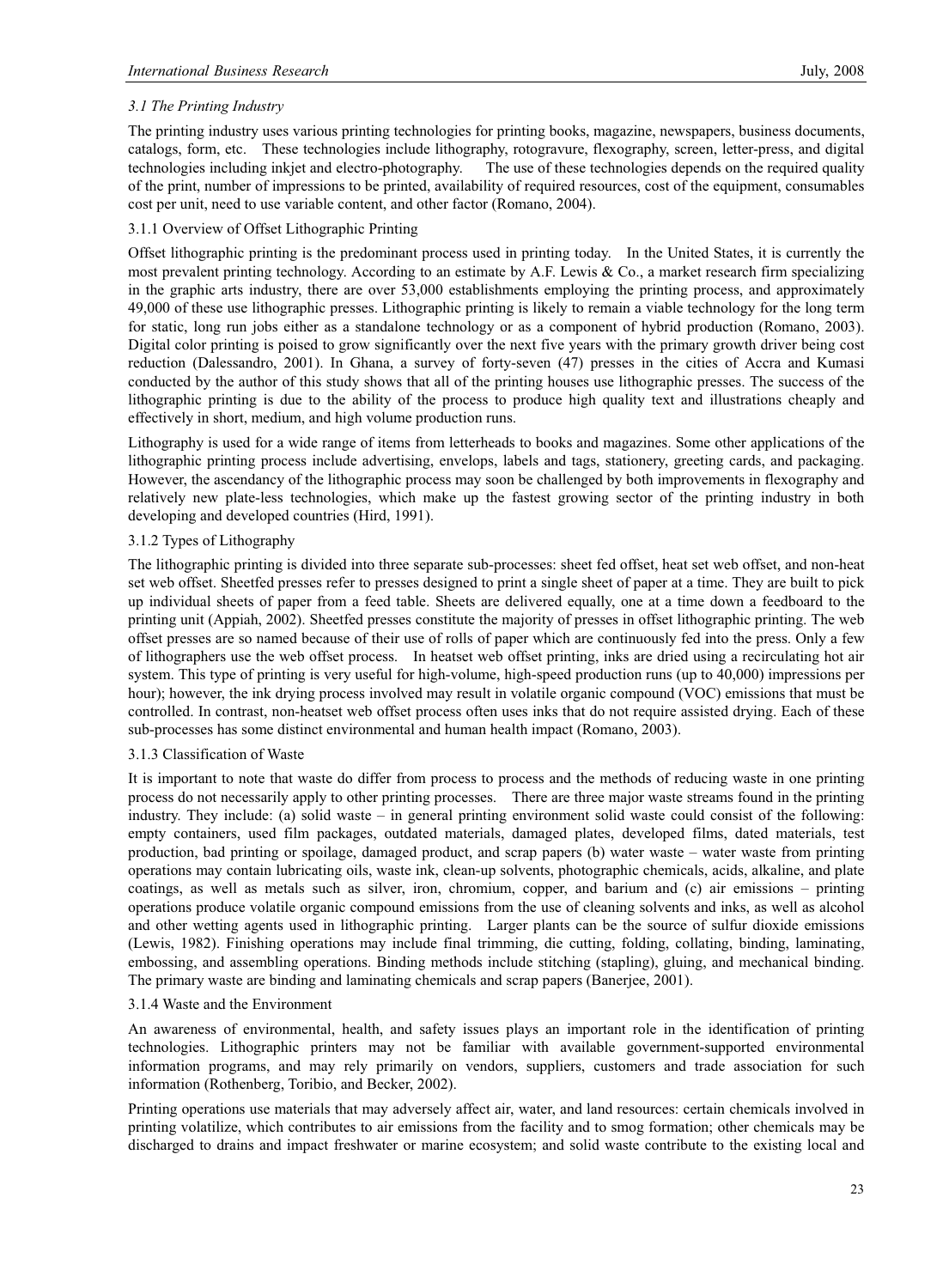### *3.1 The Printing Industry*

The printing industry uses various printing technologies for printing books, magazine, newspapers, business documents, catalogs, form, etc. These technologies include lithography, rotogravure, flexography, screen, letter-press, and digital technologies including inkjet and electro-photography. The use of these technologies depends on the required quality of the print, number of impressions to be printed, availability of required resources, cost of the equipment, consumables cost per unit, need to use variable content, and other factor (Romano, 2004).

#### 3.1.1 Overview of Offset Lithographic Printing

Offset lithographic printing is the predominant process used in printing today. In the United States, it is currently the most prevalent printing technology. According to an estimate by A.F. Lewis & Co., a market research firm specializing in the graphic arts industry, there are over 53,000 establishments employing the printing process, and approximately 49,000 of these use lithographic presses. Lithographic printing is likely to remain a viable technology for the long term for static, long run jobs either as a standalone technology or as a component of hybrid production (Romano, 2003). Digital color printing is poised to grow significantly over the next five years with the primary growth driver being cost reduction (Dalessandro, 2001). In Ghana, a survey of forty-seven (47) presses in the cities of Accra and Kumasi conducted by the author of this study shows that all of the printing houses use lithographic presses. The success of the lithographic printing is due to the ability of the process to produce high quality text and illustrations cheaply and effectively in short, medium, and high volume production runs.

Lithography is used for a wide range of items from letterheads to books and magazines. Some other applications of the lithographic printing process include advertising, envelops, labels and tags, stationery, greeting cards, and packaging. However, the ascendancy of the lithographic process may soon be challenged by both improvements in flexography and relatively new plate-less technologies, which make up the fastest growing sector of the printing industry in both developing and developed countries (Hird, 1991).

#### 3.1.2 Types of Lithography

The lithographic printing is divided into three separate sub-processes: sheet fed offset, heat set web offset, and non-heat set web offset. Sheetfed presses refer to presses designed to print a single sheet of paper at a time. They are built to pick up individual sheets of paper from a feed table. Sheets are delivered equally, one at a time down a feedboard to the printing unit (Appiah, 2002). Sheetfed presses constitute the majority of presses in offset lithographic printing. The web offset presses are so named because of their use of rolls of paper which are continuously fed into the press. Only a few of lithographers use the web offset process. In heatset web offset printing, inks are dried using a recirculating hot air system. This type of printing is very useful for high-volume, high-speed production runs (up to 40,000) impressions per hour); however, the ink drying process involved may result in volatile organic compound (VOC) emissions that must be controlled. In contrast, non-heatset web offset process often uses inks that do not require assisted drying. Each of these sub-processes has some distinct environmental and human health impact (Romano, 2003).

#### 3.1.3 Classification of Waste

It is important to note that waste do differ from process to process and the methods of reducing waste in one printing process do not necessarily apply to other printing processes. There are three major waste streams found in the printing industry. They include: (a) solid waste – in general printing environment solid waste could consist of the following: empty containers, used film packages, outdated materials, damaged plates, developed films, dated materials, test production, bad printing or spoilage, damaged product, and scrap papers (b) water waste – water waste from printing operations may contain lubricating oils, waste ink, clean-up solvents, photographic chemicals, acids, alkaline, and plate coatings, as well as metals such as silver, iron, chromium, copper, and barium and (c) air emissions – printing operations produce volatile organic compound emissions from the use of cleaning solvents and inks, as well as alcohol and other wetting agents used in lithographic printing. Larger plants can be the source of sulfur dioxide emissions (Lewis, 1982). Finishing operations may include final trimming, die cutting, folding, collating, binding, laminating, embossing, and assembling operations. Binding methods include stitching (stapling), gluing, and mechanical binding. The primary waste are binding and laminating chemicals and scrap papers (Banerjee, 2001).

#### 3.1.4 Waste and the Environment

An awareness of environmental, health, and safety issues plays an important role in the identification of printing technologies. Lithographic printers may not be familiar with available government-supported environmental information programs, and may rely primarily on vendors, suppliers, customers and trade association for such information (Rothenberg, Toribio, and Becker, 2002).

Printing operations use materials that may adversely affect air, water, and land resources: certain chemicals involved in printing volatilize, which contributes to air emissions from the facility and to smog formation; other chemicals may be discharged to drains and impact freshwater or marine ecosystem; and solid waste contribute to the existing local and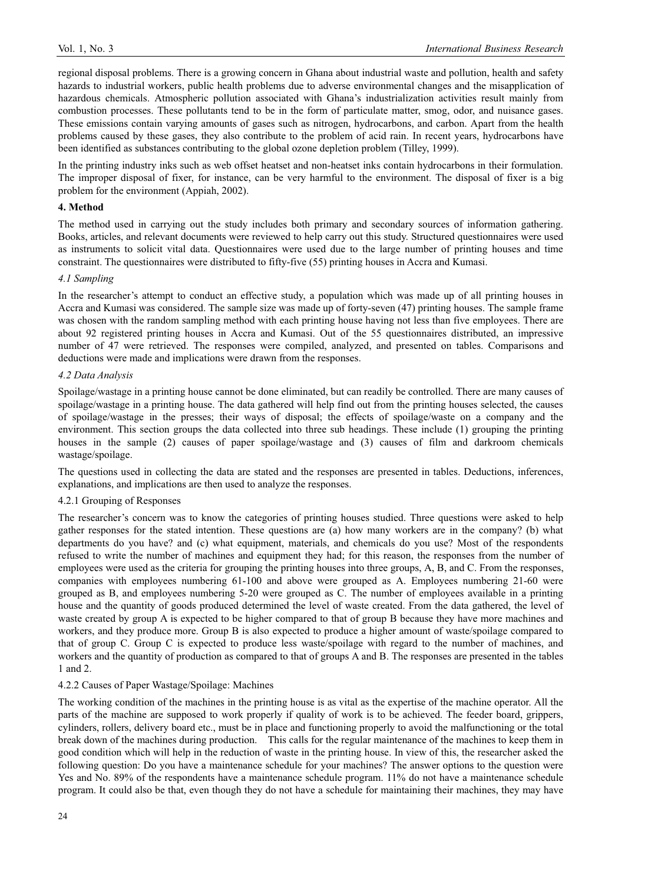regional disposal problems. There is a growing concern in Ghana about industrial waste and pollution, health and safety hazards to industrial workers, public health problems due to adverse environmental changes and the misapplication of hazardous chemicals. Atmospheric pollution associated with Ghana's industrialization activities result mainly from combustion processes. These pollutants tend to be in the form of particulate matter, smog, odor, and nuisance gases. These emissions contain varying amounts of gases such as nitrogen, hydrocarbons, and carbon. Apart from the health problems caused by these gases, they also contribute to the problem of acid rain. In recent years, hydrocarbons have been identified as substances contributing to the global ozone depletion problem (Tilley, 1999).

In the printing industry inks such as web offset heatset and non-heatset inks contain hydrocarbons in their formulation. The improper disposal of fixer, for instance, can be very harmful to the environment. The disposal of fixer is a big problem for the environment (Appiah, 2002).

## 4. Method

The method used in carrying out the study includes both primary and secondary sources of information gathering. Books, articles, and relevant documents were reviewed to help carry out this study. Structured questionnaires were used as instruments to solicit vital data. Questionnaires were used due to the large number of printing houses and time constraint. The questionnaires were distributed to fifty-five (55) printing houses in Accra and Kumasi.

### *4.1 Sampling*

In the researcher's attempt to conduct an effective study, a population which was made up of all printing houses in Accra and Kumasi was considered. The sample size was made up of forty-seven (47) printing houses. The sample frame was chosen with the random sampling method with each printing house having not less than five employees. There are about 92 registered printing houses in Accra and Kumasi. Out of the 55 questionnaires distributed, an impressive number of 47 were retrieved. The responses were compiled, analyzed, and presented on tables. Comparisons and deductions were made and implications were drawn from the responses.

### *4.2 Data Analysis*

Spoilage/wastage in a printing house cannot be done eliminated, but can readily be controlled. There are many causes of spoilage/wastage in a printing house. The data gathered will help find out from the printing houses selected, the causes of spoilage/wastage in the presses; their ways of disposal; the effects of spoilage/waste on a company and the environment. This section groups the data collected into three sub headings. These include (1) grouping the printing houses in the sample (2) causes of paper spoilage/wastage and (3) causes of film and darkroom chemicals wastage/spoilage.

The questions used in collecting the data are stated and the responses are presented in tables. Deductions, inferences, explanations, and implications are then used to analyze the responses.

#### 4.2.1 Grouping of Responses

The researcher's concern was to know the categories of printing houses studied. Three questions were asked to help gather responses for the stated intention. These questions are (a) how many workers are in the company? (b) what departments do you have? and (c) what equipment, materials, and chemicals do you use? Most of the respondents refused to write the number of machines and equipment they had; for this reason, the responses from the number of employees were used as the criteria for grouping the printing houses into three groups, A, B, and C. From the responses, companies with employees numbering 61-100 and above were grouped as A. Employees numbering 21-60 were grouped as B, and employees numbering 5-20 were grouped as C. The number of employees available in a printing house and the quantity of goods produced determined the level of waste created. From the data gathered, the level of waste created by group A is expected to be higher compared to that of group B because they have more machines and workers, and they produce more. Group B is also expected to produce a higher amount of waste/spoilage compared to that of group C. Group C is expected to produce less waste/spoilage with regard to the number of machines, and workers and the quantity of production as compared to that of groups A and B. The responses are presented in the tables 1 and 2.

#### 4.2.2 Causes of Paper Wastage/Spoilage: Machines

The working condition of the machines in the printing house is as vital as the expertise of the machine operator. All the parts of the machine are supposed to work properly if quality of work is to be achieved. The feeder board, grippers, cylinders, rollers, delivery board etc., must be in place and functioning properly to avoid the malfunctioning or the total break down of the machines during production. This calls for the regular maintenance of the machines to keep them in good condition which will help in the reduction of waste in the printing house. In view of this, the researcher asked the following question: Do you have a maintenance schedule for your machines? The answer options to the question were Yes and No. 89% of the respondents have a maintenance schedule program. 11% do not have a maintenance schedule program. It could also be that, even though they do not have a schedule for maintaining their machines, they may have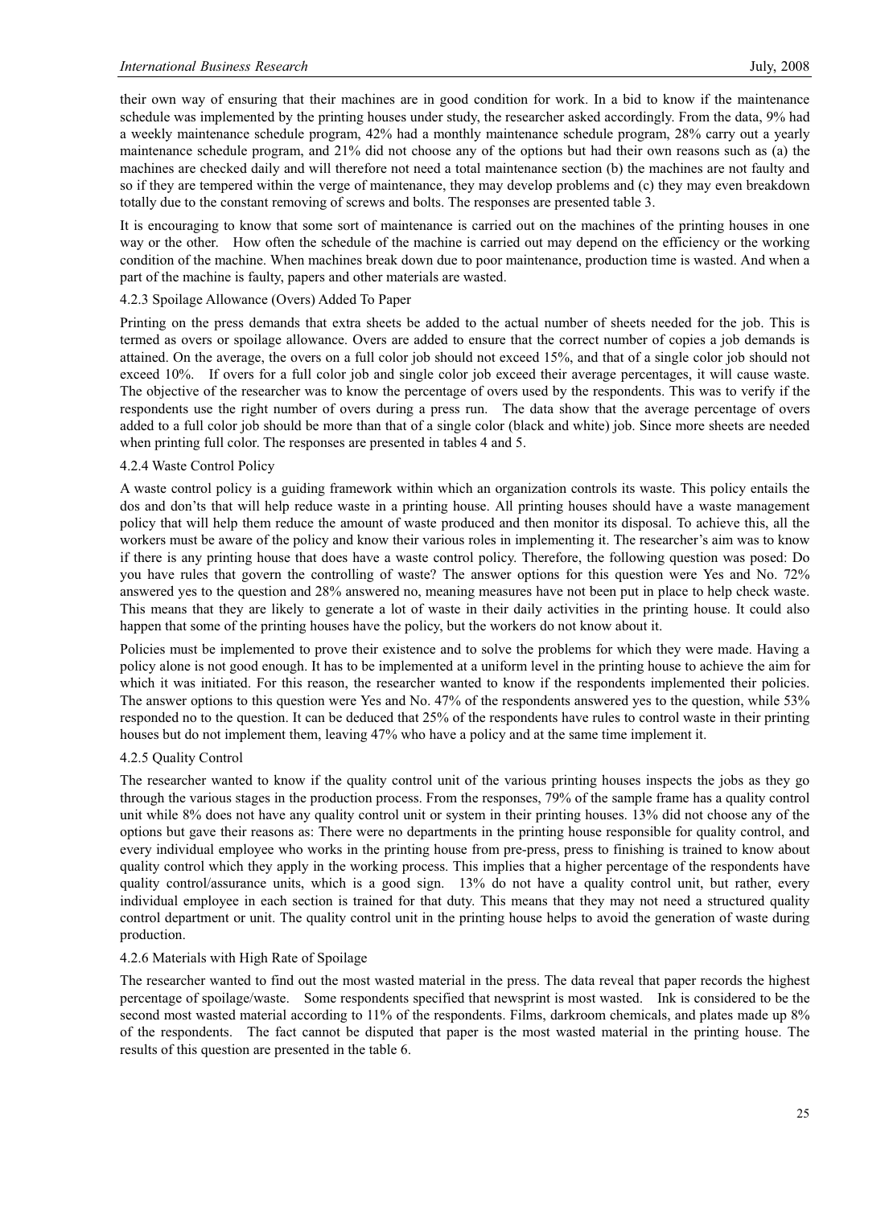their own way of ensuring that their machines are in good condition for work. In a bid to know if the maintenance schedule was implemented by the printing houses under study, the researcher asked accordingly. From the data, 9% had a weekly maintenance schedule program, 42% had a monthly maintenance schedule program, 28% carry out a yearly maintenance schedule program, and 21% did not choose any of the options but had their own reasons such as (a) the machines are checked daily and will therefore not need a total maintenance section (b) the machines are not faulty and so if they are tempered within the verge of maintenance, they may develop problems and (c) they may even breakdown totally due to the constant removing of screws and bolts. The responses are presented table 3.

It is encouraging to know that some sort of maintenance is carried out on the machines of the printing houses in one way or the other. How often the schedule of the machine is carried out may depend on the efficiency or the working condition of the machine. When machines break down due to poor maintenance, production time is wasted. And when a part of the machine is faulty, papers and other materials are wasted.

#### 4.2.3 Spoilage Allowance (Overs) Added To Paper

Printing on the press demands that extra sheets be added to the actual number of sheets needed for the job. This is termed as overs or spoilage allowance. Overs are added to ensure that the correct number of copies a job demands is attained. On the average, the overs on a full color job should not exceed 15%, and that of a single color job should not exceed 10%. If overs for a full color job and single color job exceed their average percentages, it will cause waste. The objective of the researcher was to know the percentage of overs used by the respondents. This was to verify if the respondents use the right number of overs during a press run. The data show that the average percentage of overs added to a full color job should be more than that of a single color (black and white) job. Since more sheets are needed when printing full color. The responses are presented in tables 4 and 5.

#### 4.2.4 Waste Control Policy

A waste control policy is a guiding framework within which an organization controls its waste. This policy entails the dos and don'ts that will help reduce waste in a printing house. All printing houses should have a waste management policy that will help them reduce the amount of waste produced and then monitor its disposal. To achieve this, all the workers must be aware of the policy and know their various roles in implementing it. The researcher's aim was to know if there is any printing house that does have a waste control policy. Therefore, the following question was posed: Do you have rules that govern the controlling of waste? The answer options for this question were Yes and No. 72% answered yes to the question and 28% answered no, meaning measures have not been put in place to help check waste. This means that they are likely to generate a lot of waste in their daily activities in the printing house. It could also happen that some of the printing houses have the policy, but the workers do not know about it.

Policies must be implemented to prove their existence and to solve the problems for which they were made. Having a policy alone is not good enough. It has to be implemented at a uniform level in the printing house to achieve the aim for which it was initiated. For this reason, the researcher wanted to know if the respondents implemented their policies. The answer options to this question were Yes and No. 47% of the respondents answered yes to the question, while 53% responded no to the question. It can be deduced that 25% of the respondents have rules to control waste in their printing houses but do not implement them, leaving 47% who have a policy and at the same time implement it.

#### 4.2.5 Quality Control

The researcher wanted to know if the quality control unit of the various printing houses inspects the jobs as they go through the various stages in the production process. From the responses, 79% of the sample frame has a quality control unit while 8% does not have any quality control unit or system in their printing houses. 13% did not choose any of the options but gave their reasons as: There were no departments in the printing house responsible for quality control, and every individual employee who works in the printing house from pre-press, press to finishing is trained to know about quality control which they apply in the working process. This implies that a higher percentage of the respondents have quality control/assurance units, which is a good sign. 13% do not have a quality control unit, but rather, every individual employee in each section is trained for that duty. This means that they may not need a structured quality control department or unit. The quality control unit in the printing house helps to avoid the generation of waste during production.

#### 4.2.6 Materials with High Rate of Spoilage

The researcher wanted to find out the most wasted material in the press. The data reveal that paper records the highest percentage of spoilage/waste. Some respondents specified that newsprint is most wasted. Ink is considered to be the second most wasted material according to 11% of the respondents. Films, darkroom chemicals, and plates made up 8% of the respondents. The fact cannot be disputed that paper is the most wasted material in the printing house. The results of this question are presented in the table 6.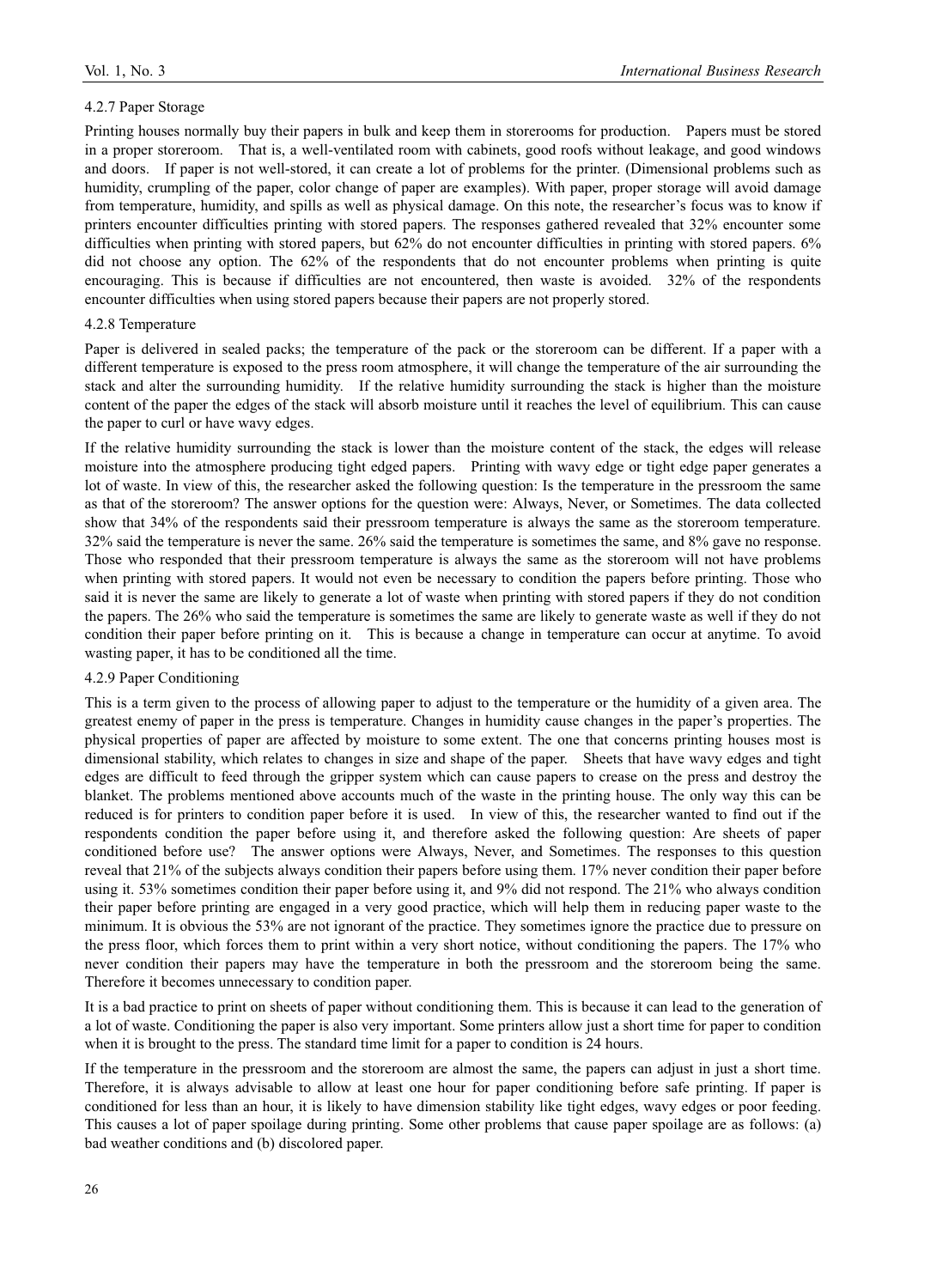#### 4.2.7 Paper Storage

Printing houses normally buy their papers in bulk and keep them in storerooms for production. Papers must be stored in a proper storeroom. That is, a well-ventilated room with cabinets, good roofs without leakage, and good windows and doors. If paper is not well-stored, it can create a lot of problems for the printer. (Dimensional problems such as humidity, crumpling of the paper, color change of paper are examples). With paper, proper storage will avoid damage from temperature, humidity, and spills as well as physical damage. On this note, the researcher's focus was to know if printers encounter difficulties printing with stored papers. The responses gathered revealed that 32% encounter some difficulties when printing with stored papers, but 62% do not encounter difficulties in printing with stored papers. 6% did not choose any option. The 62% of the respondents that do not encounter problems when printing is quite encouraging. This is because if difficulties are not encountered, then waste is avoided. 32% of the respondents encounter difficulties when using stored papers because their papers are not properly stored.

#### 4.2.8 Temperature

Paper is delivered in sealed packs; the temperature of the pack or the storeroom can be different. If a paper with a different temperature is exposed to the press room atmosphere, it will change the temperature of the air surrounding the stack and alter the surrounding humidity. If the relative humidity surrounding the stack is higher than the moisture content of the paper the edges of the stack will absorb moisture until it reaches the level of equilibrium. This can cause the paper to curl or have wavy edges.

If the relative humidity surrounding the stack is lower than the moisture content of the stack, the edges will release moisture into the atmosphere producing tight edged papers. Printing with wavy edge or tight edge paper generates a lot of waste. In view of this, the researcher asked the following question: Is the temperature in the pressroom the same as that of the storeroom? The answer options for the question were: Always, Never, or Sometimes. The data collected show that 34% of the respondents said their pressroom temperature is always the same as the storeroom temperature. 32% said the temperature is never the same. 26% said the temperature is sometimes the same, and 8% gave no response. Those who responded that their pressroom temperature is always the same as the storeroom will not have problems when printing with stored papers. It would not even be necessary to condition the papers before printing. Those who said it is never the same are likely to generate a lot of waste when printing with stored papers if they do not condition the papers. The 26% who said the temperature is sometimes the same are likely to generate waste as well if they do not condition their paper before printing on it. This is because a change in temperature can occur at anytime. To avoid wasting paper, it has to be conditioned all the time.

#### 4.2.9 Paper Conditioning

This is a term given to the process of allowing paper to adjust to the temperature or the humidity of a given area. The greatest enemy of paper in the press is temperature. Changes in humidity cause changes in the paper's properties. The physical properties of paper are affected by moisture to some extent. The one that concerns printing houses most is dimensional stability, which relates to changes in size and shape of the paper. Sheets that have wavy edges and tight edges are difficult to feed through the gripper system which can cause papers to crease on the press and destroy the blanket. The problems mentioned above accounts much of the waste in the printing house. The only way this can be reduced is for printers to condition paper before it is used. In view of this, the researcher wanted to find out if the respondents condition the paper before using it, and therefore asked the following question: Are sheets of paper conditioned before use? The answer options were Always, Never, and Sometimes. The responses to this question reveal that 21% of the subjects always condition their papers before using them. 17% never condition their paper before using it. 53% sometimes condition their paper before using it, and 9% did not respond. The 21% who always condition their paper before printing are engaged in a very good practice, which will help them in reducing paper waste to the minimum. It is obvious the 53% are not ignorant of the practice. They sometimes ignore the practice due to pressure on the press floor, which forces them to print within a very short notice, without conditioning the papers. The 17% who never condition their papers may have the temperature in both the pressroom and the storeroom being the same. Therefore it becomes unnecessary to condition paper.

It is a bad practice to print on sheets of paper without conditioning them. This is because it can lead to the generation of a lot of waste. Conditioning the paper is also very important. Some printers allow just a short time for paper to condition when it is brought to the press. The standard time limit for a paper to condition is 24 hours.

If the temperature in the pressroom and the storeroom are almost the same, the papers can adjust in just a short time. Therefore, it is always advisable to allow at least one hour for paper conditioning before safe printing. If paper is conditioned for less than an hour, it is likely to have dimension stability like tight edges, wavy edges or poor feeding. This causes a lot of paper spoilage during printing. Some other problems that cause paper spoilage are as follows: (a) bad weather conditions and (b) discolored paper.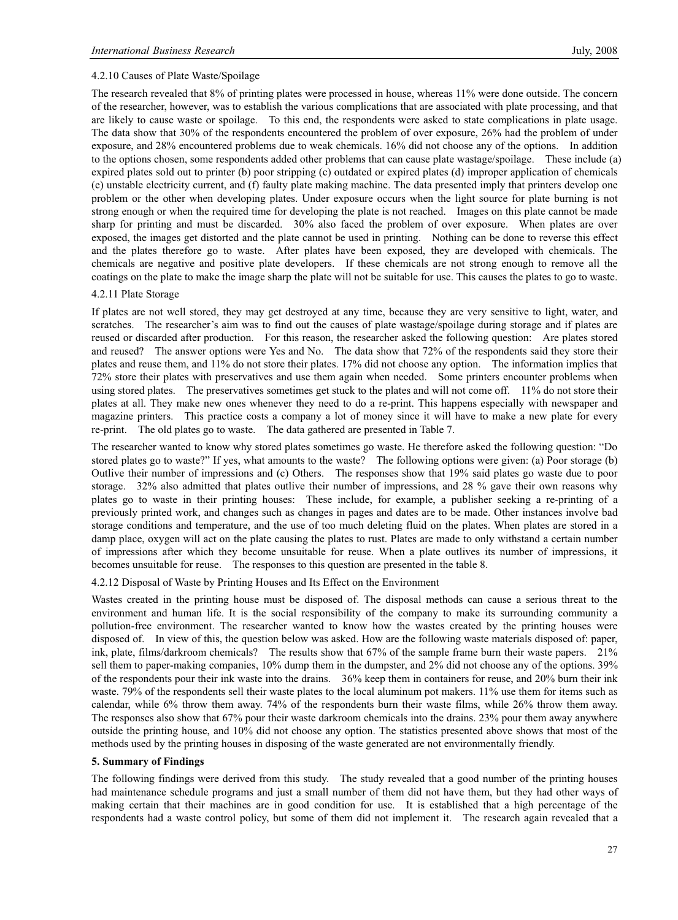#### 4.2.10 Causes of Plate Waste/Spoilage

The research revealed that 8% of printing plates were processed in house, whereas 11% were done outside. The concern of the researcher, however, was to establish the various complications that are associated with plate processing, and that are likely to cause waste or spoilage. To this end, the respondents were asked to state complications in plate usage. The data show that 30% of the respondents encountered the problem of over exposure, 26% had the problem of under exposure, and 28% encountered problems due to weak chemicals. 16% did not choose any of the options. In addition to the options chosen, some respondents added other problems that can cause plate wastage/spoilage. These include (a) expired plates sold out to printer (b) poor stripping (c) outdated or expired plates (d) improper application of chemicals (e) unstable electricity current, and (f) faulty plate making machine. The data presented imply that printers develop one problem or the other when developing plates. Under exposure occurs when the light source for plate burning is not strong enough or when the required time for developing the plate is not reached. Images on this plate cannot be made sharp for printing and must be discarded. 30% also faced the problem of over exposure. When plates are over exposed, the images get distorted and the plate cannot be used in printing. Nothing can be done to reverse this effect and the plates therefore go to waste. After plates have been exposed, they are developed with chemicals. The chemicals are negative and positive plate developers. If these chemicals are not strong enough to remove all the coatings on the plate to make the image sharp the plate will not be suitable for use. This causes the plates to go to waste.

#### 4.2.11 Plate Storage

If plates are not well stored, they may get destroyed at any time, because they are very sensitive to light, water, and scratches. The researcher's aim was to find out the causes of plate wastage/spoilage during storage and if plates are reused or discarded after production. For this reason, the researcher asked the following question: Are plates stored and reused? The answer options were Yes and No. The data show that 72% of the respondents said they store their plates and reuse them, and 11% do not store their plates. 17% did not choose any option. The information implies that 72% store their plates with preservatives and use them again when needed. Some printers encounter problems when using stored plates. The preservatives sometimes get stuck to the plates and will not come off. 11% do not store their plates at all. They make new ones whenever they need to do a re-print. This happens especially with newspaper and magazine printers. This practice costs a company a lot of money since it will have to make a new plate for every re-print. The old plates go to waste. The data gathered are presented in Table 7.

The researcher wanted to know why stored plates sometimes go waste. He therefore asked the following question: "Do stored plates go to waste?" If yes, what amounts to the waste? The following options were given: (a) Poor storage (b) Outlive their number of impressions and (c) Others. The responses show that 19% said plates go waste due to poor storage. 32% also admitted that plates outlive their number of impressions, and 28 % gave their own reasons why plates go to waste in their printing houses: These include, for example, a publisher seeking a re-printing of a previously printed work, and changes such as changes in pages and dates are to be made. Other instances involve bad storage conditions and temperature, and the use of too much deleting fluid on the plates. When plates are stored in a damp place, oxygen will act on the plate causing the plates to rust. Plates are made to only withstand a certain number of impressions after which they become unsuitable for reuse. When a plate outlives its number of impressions, it becomes unsuitable for reuse. The responses to this question are presented in the table 8.

#### 4.2.12 Disposal of Waste by Printing Houses and Its Effect on the Environment

Wastes created in the printing house must be disposed of. The disposal methods can cause a serious threat to the environment and human life. It is the social responsibility of the company to make its surrounding community a pollution-free environment. The researcher wanted to know how the wastes created by the printing houses were disposed of. In view of this, the question below was asked. How are the following waste materials disposed of: paper, ink, plate, films/darkroom chemicals? The results show that 67% of the sample frame burn their waste papers. 21% sell them to paper-making companies, 10% dump them in the dumpster, and 2% did not choose any of the options. 39% of the respondents pour their ink waste into the drains. 36% keep them in containers for reuse, and 20% burn their ink waste. 79% of the respondents sell their waste plates to the local aluminum pot makers. 11% use them for items such as calendar, while 6% throw them away. 74% of the respondents burn their waste films, while 26% throw them away. The responses also show that 67% pour their waste darkroom chemicals into the drains. 23% pour them away anywhere outside the printing house, and 10% did not choose any option. The statistics presented above shows that most of the methods used by the printing houses in disposing of the waste generated are not environmentally friendly.

## 5. Summary of Findings

The following findings were derived from this study. The study revealed that a good number of the printing houses had maintenance schedule programs and just a small number of them did not have them, but they had other ways of making certain that their machines are in good condition for use. It is established that a high percentage of the respondents had a waste control policy, but some of them did not implement it. The research again revealed that a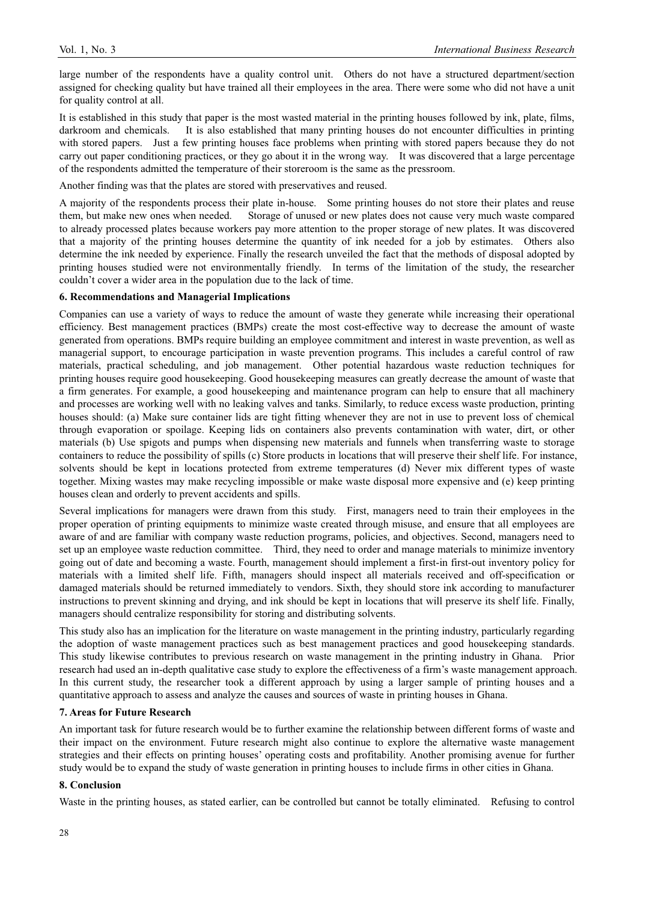large number of the respondents have a quality control unit. Others do not have a structured department/section assigned for checking quality but have trained all their employees in the area. There were some who did not have a unit for quality control at all.

It is established in this study that paper is the most wasted material in the printing houses followed by ink, plate, films, darkroom and chemicals. It is also established that many printing houses do not encounter difficulties in printing with stored papers. Just a few printing houses face problems when printing with stored papers because they do not carry out paper conditioning practices, or they go about it in the wrong way. It was discovered that a large percentage of the respondents admitted the temperature of their storeroom is the same as the pressroom.

Another finding was that the plates are stored with preservatives and reused.

A majority of the respondents process their plate in-house. Some printing houses do not store their plates and reuse them, but make new ones when needed. Storage of unused or new plates does not cause very much waste compared to already processed plates because workers pay more attention to the proper storage of new plates. It was discovered that a majority of the printing houses determine the quantity of ink needed for a job by estimates. Others also determine the ink needed by experience. Finally the research unveiled the fact that the methods of disposal adopted by printing houses studied were not environmentally friendly. In terms of the limitation of the study, the researcher couldn't cover a wider area in the population due to the lack of time.

## 6. Recommendations and Managerial Implications

Companies can use a variety of ways to reduce the amount of waste they generate while increasing their operational efficiency. Best management practices (BMPs) create the most cost-effective way to decrease the amount of waste generated from operations. BMPs require building an employee commitment and interest in waste prevention, as well as managerial support, to encourage participation in waste prevention programs. This includes a careful control of raw materials, practical scheduling, and job management. Other potential hazardous waste reduction techniques for printing houses require good housekeeping. Good housekeeping measures can greatly decrease the amount of waste that a firm generates. For example, a good housekeeping and maintenance program can help to ensure that all machinery and processes are working well with no leaking valves and tanks. Similarly, to reduce excess waste production, printing houses should: (a) Make sure container lids are tight fitting whenever they are not in use to prevent loss of chemical through evaporation or spoilage. Keeping lids on containers also prevents contamination with water, dirt, or other materials (b) Use spigots and pumps when dispensing new materials and funnels when transferring waste to storage containers to reduce the possibility of spills (c) Store products in locations that will preserve their shelf life. For instance, solvents should be kept in locations protected from extreme temperatures (d) Never mix different types of waste together. Mixing wastes may make recycling impossible or make waste disposal more expensive and (e) keep printing houses clean and orderly to prevent accidents and spills.

Several implications for managers were drawn from this study. First, managers need to train their employees in the proper operation of printing equipments to minimize waste created through misuse, and ensure that all employees are aware of and are familiar with company waste reduction programs, policies, and objectives. Second, managers need to set up an employee waste reduction committee. Third, they need to order and manage materials to minimize inventory going out of date and becoming a waste. Fourth, management should implement a first-in first-out inventory policy for materials with a limited shelf life. Fifth, managers should inspect all materials received and off-specification or damaged materials should be returned immediately to vendors. Sixth, they should store ink according to manufacturer instructions to prevent skinning and drying, and ink should be kept in locations that will preserve its shelf life. Finally, managers should centralize responsibility for storing and distributing solvents.

This study also has an implication for the literature on waste management in the printing industry, particularly regarding the adoption of waste management practices such as best management practices and good housekeeping standards. This study likewise contributes to previous research on waste management in the printing industry in Ghana. Prior research had used an in-depth qualitative case study to explore the effectiveness of a firm's waste management approach. In this current study, the researcher took a different approach by using a larger sample of printing houses and a quantitative approach to assess and analyze the causes and sources of waste in printing houses in Ghana.

## 7. Areas for Future Research

An important task for future research would be to further examine the relationship between different forms of waste and their impact on the environment. Future research might also continue to explore the alternative waste management strategies and their effects on printing houses' operating costs and profitability. Another promising avenue for further study would be to expand the study of waste generation in printing houses to include firms in other cities in Ghana.

## 8. Conclusion

Waste in the printing houses, as stated earlier, can be controlled but cannot be totally eliminated. Refusing to control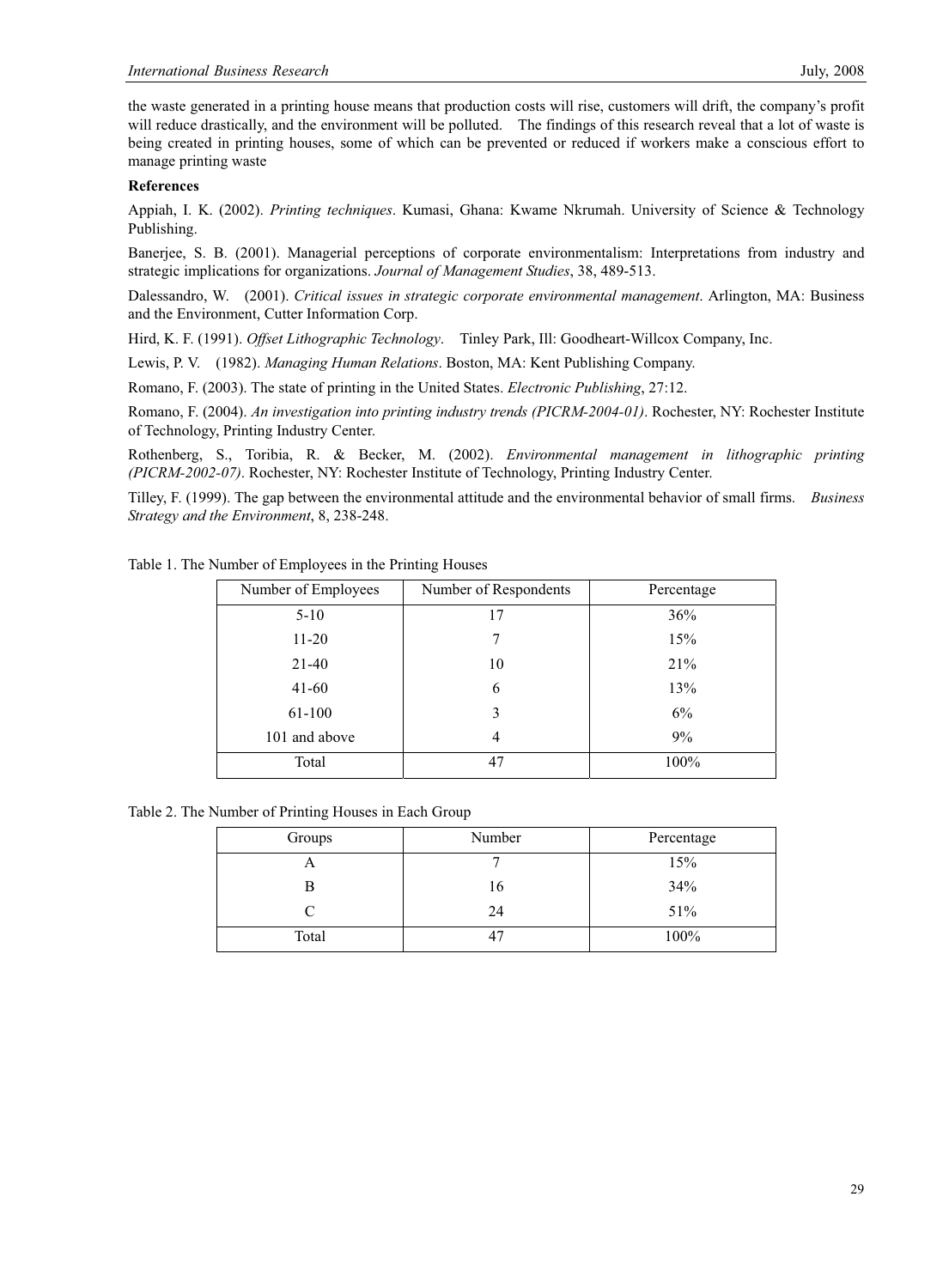the waste generated in a printing house means that production costs will rise, customers will drift, the company's profit will reduce drastically, and the environment will be polluted. The findings of this research reveal that a lot of waste is being created in printing houses, some of which can be prevented or reduced if workers make a conscious effort to manage printing waste

**References**

Appiah, I. K. (2002). *Printing techniques*. Kumasi, Ghana: Kwame Nkrumah. University of Science & Technology Publishing.

Banerjee, S. B. (2001). Managerial perceptions of corporate environmentalism: Interpretations from industry and strategic implications for organizations. *Journal of Management Studies*, 38, 489-513.

Dalessandro, W. (2001). *Critical issues in strategic corporate environmental management*. Arlington, MA: Business and the Environment, Cutter Information Corp.

Hird, K. F. (1991). *Offset Lithographic Technology*. Tinley Park, Ill: Goodheart-Willcox Company, Inc.

Lewis, P. V. (1982). *Managing Human Relations*. Boston, MA: Kent Publishing Company.

Romano, F. (2003). The state of printing in the United States. *Electronic Publishing*, 27:12.

Romano, F. (2004). *An investigation into printing industry trends (PICRM-2004-01)*. Rochester, NY: Rochester Institute of Technology, Printing Industry Center.

Rothenberg, S., Toribia, R. & Becker, M. (2002). *Environmental management in lithographic printing (PICRM-2002-07)*. Rochester, NY: Rochester Institute of Technology, Printing Industry Center.

Tilley, F. (1999). The gap between the environmental attitude and the environmental behavior of small firms. *Business Strategy and the Environment*, 8, 238-248.

Table 1. The Number of Employees in the Printing Houses

| Number of Employees | Number of Respondents | Percentage |
|---|---|---|
| 5-10 | 17 | 36% |
| 11-20 | 7 | 15% |
| 21-40 | 10 | 21% |
| 41-60 | 6 | 13% |
| 61-100 | 3 | 6% |
| 101 and above | 4 | 9% |
| Total | 47 | 100% |

Table 2. The Number of Printing Houses in Each Group

| Groups | Number | Percentage |
|---|---|---|
| A | 7 | 15% |
| B | 16 | 34% |
| C | 24 | 51% |
| Total | 47 | 100% |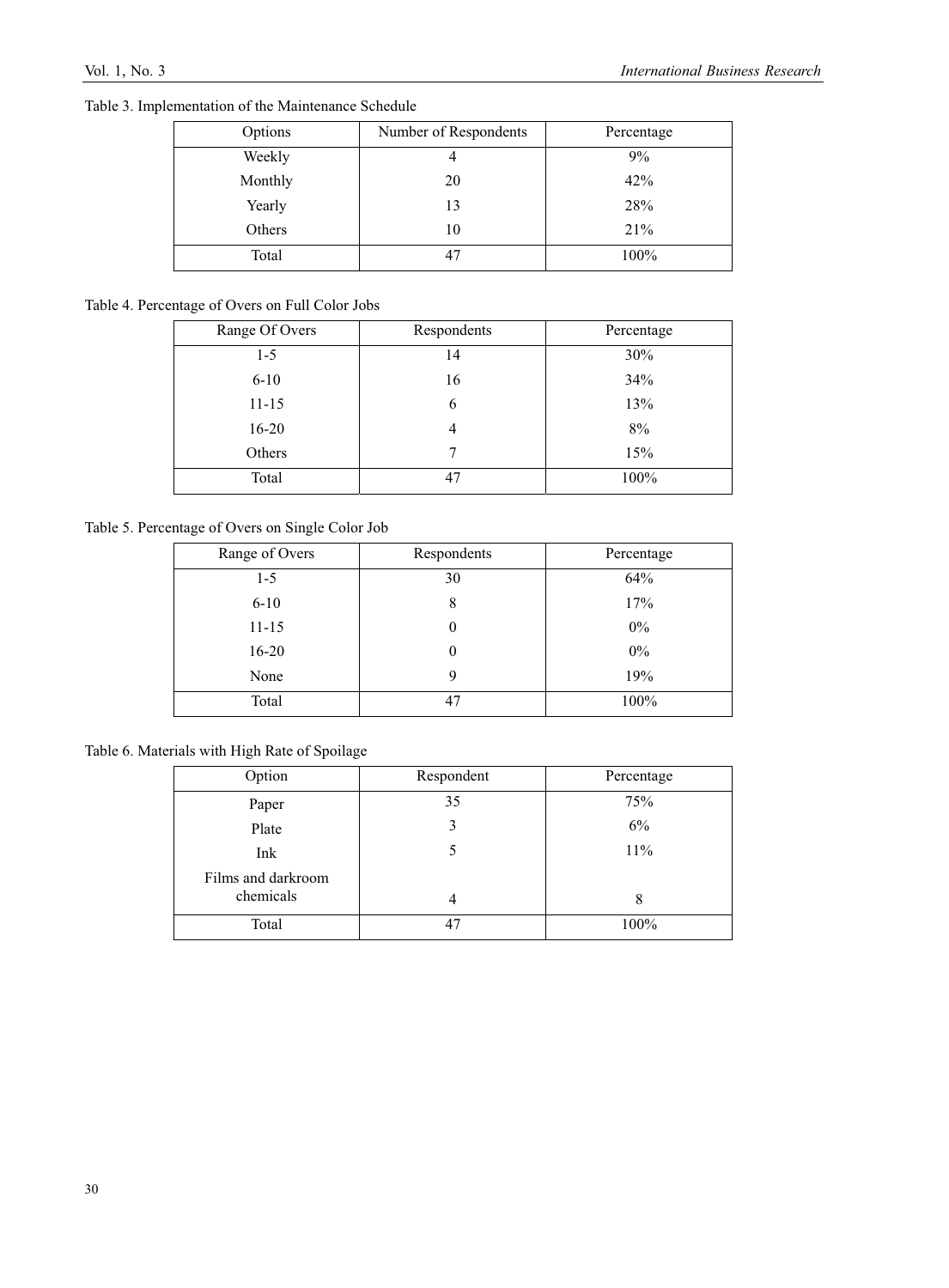Table 3. Implementation of the Maintenance Schedule

| Options | Number of Respondents | Percentage |
|---|---|---|
| Weekly | 4 | 9% |
| Monthly | 20 | 42% |
| Yearly | 13 | 28% |
| Others | 10 | 21% |
| Total | 47 | 100% |

Table 4. Percentage of Overs on Full Color Jobs

| Range Of Overs | Respondents | Percentage |
|---|---|---|
| 1-5 | 14 | 30% |
| 6-10 | 16 | 34% |
| 11-15 | 6 | 13% |
| 16-20 | 4 | 8% |
| Others | 7 | 15% |
| Total | 47 | 100% |

Table 5. Percentage of Overs on Single Color Job

| Range of Overs | Respondents | Percentage |
|---|---|---|
| 1-5 | 30 | 64% |
| 6-10 | 8 | 17% |
| 11-15 | 0 | 0% |
| 16-20 | 0 | 0% |
| None | 9 | 19% |
| Total | 47 | 100% |

Table 6. Materials with High Rate of Spoilage

| Option | Respondent | Percentage |
|---|---|---|
| Paper | 35 | 75% |
| Plate | 3 | 6% |
| Ink | 5 | 11% |
| Films and darkroom chemicals | 4 | 8 |
| Total | 47 | 100% |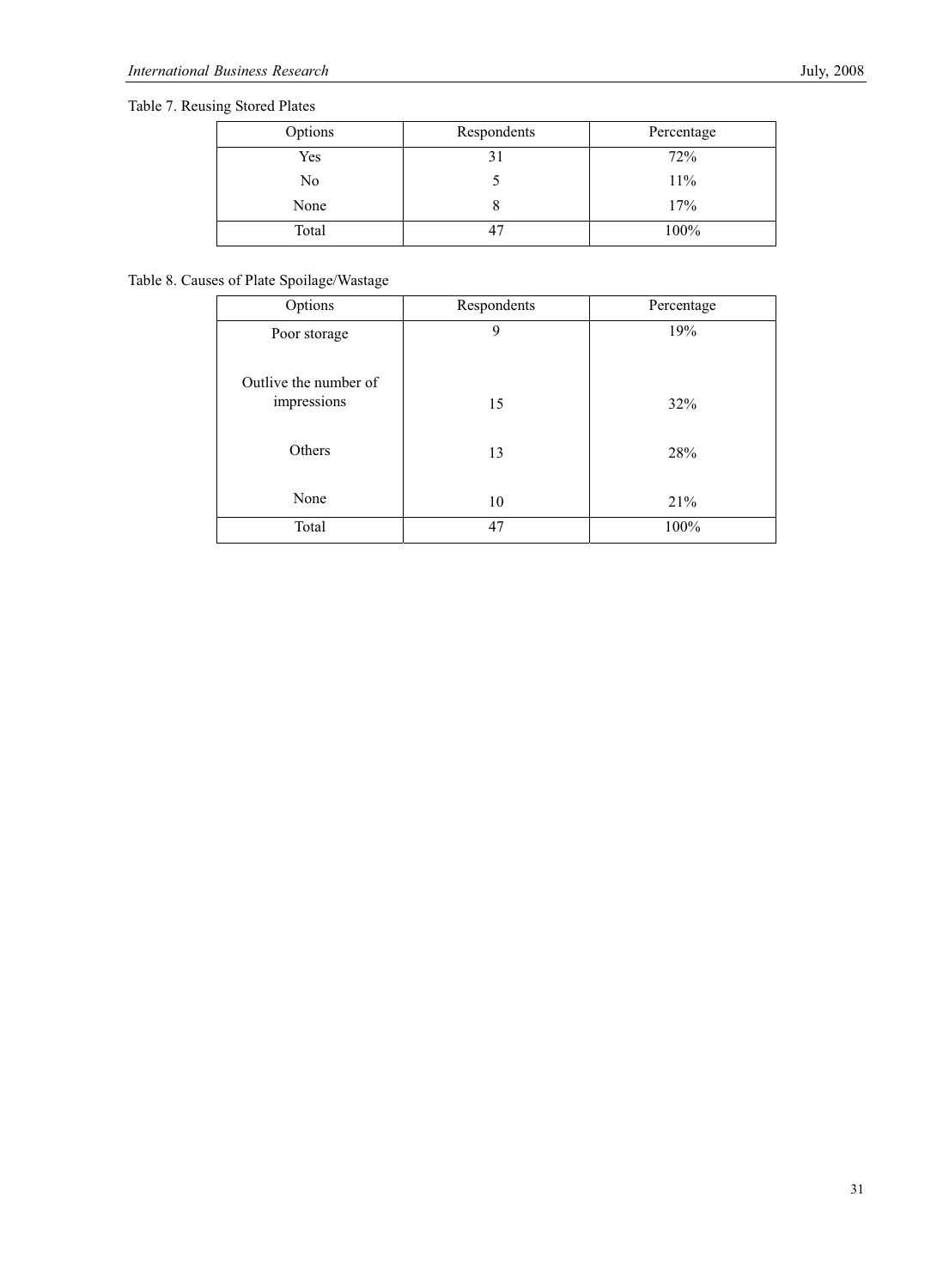Table 7. Reusing Stored Plates

| Options | Respondents | Percentage |
|---|---|---|
| Yes | 31 | 72% |
| No | 5 | 11% |
| None | 8 | 17% |
| Total | 47 | 100% |

Table 8. Causes of Plate Spoilage/Wastage

| Options | Respondents | Percentage |
|---|---|---|
| Poor storage | 9 | 19% |
| Outlive the number of impressions | 15 | 32% |
| Others | 13 | 28% |
| None | 10 | 21% |
| Total | 47 | 100% |